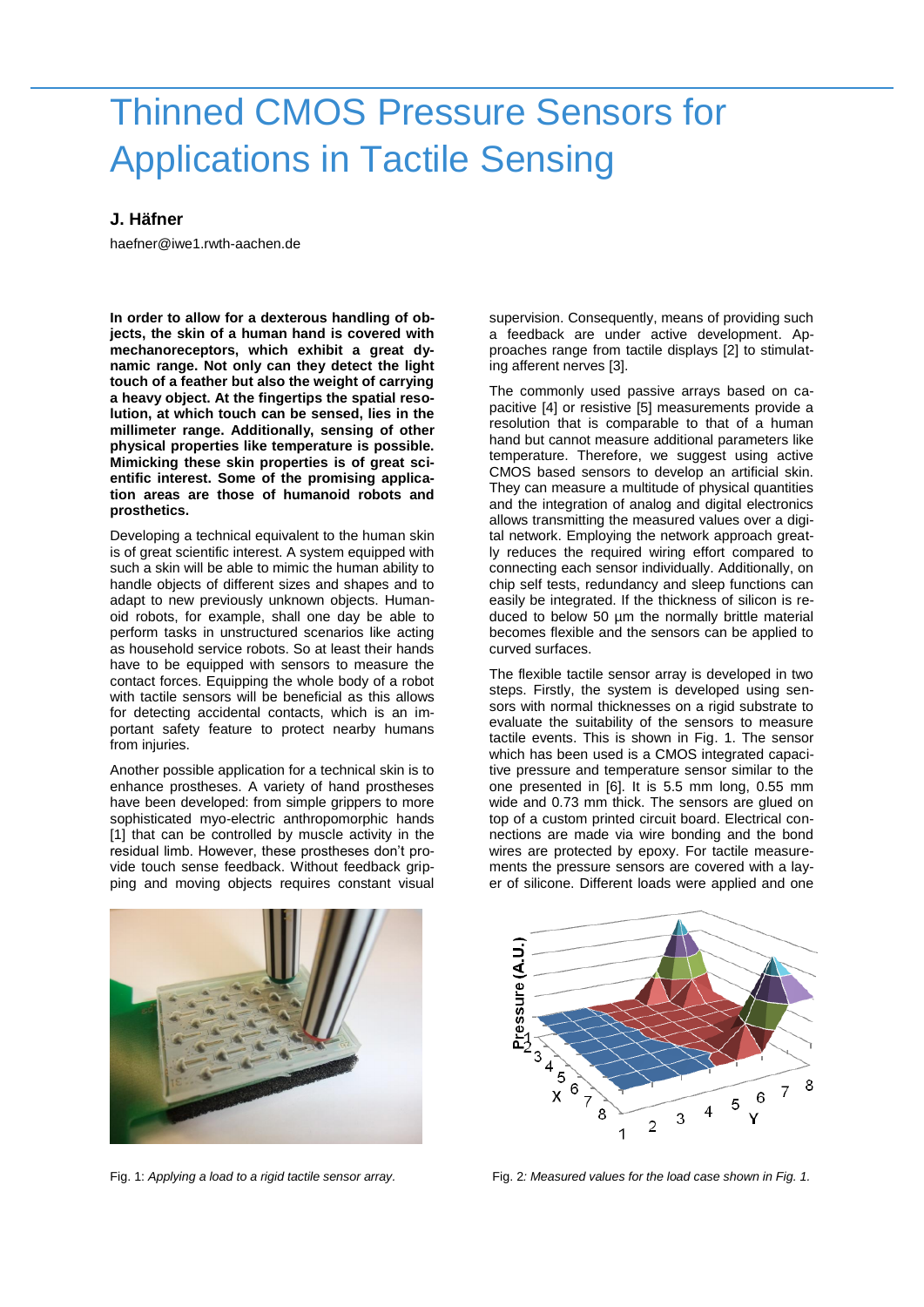# Thinned CMOS Pressure Sensors for Applications in Tactile Sensing

**J. Häfner**

haefner@iwe1.rwth-aachen.de

**In order to allow for a dexterous handling of objects, the skin of a human hand is covered with mechanoreceptors, which exhibit a great dynamic range. Not only can they detect the light touch of a feather but also the weight of carrying a heavy object. At the fingertips the spatial resolution, at which touch can be sensed, lies in the millimeter range. Additionally, sensing of other physical properties like temperature is possible. Mimicking these skin properties is of great scientific interest. Some of the promising application areas are those of humanoid robots and prosthetics.**

Developing a technical equivalent to the human skin is of great scientific interest. A system equipped with such a skin will be able to mimic the human ability to handle objects of different sizes and shapes and to adapt to new previously unknown objects. Humanoid robots, for example, shall one day be able to perform tasks in unstructured scenarios like acting as household service robots. So at least their hands have to be equipped with sensors to measure the contact forces. Equipping the whole body of a robot with tactile sensors will be beneficial as this allows for detecting accidental contacts, which is an important safety feature to protect nearby humans from injuries.

Another possible application for a technical skin is to enhance prostheses. A variety of hand prostheses have been developed: from simple grippers to more sophisticated myo-electric anthropomorphic hands [1] that can be controlled by muscle activity in the residual limb. However, these prostheses don't provide touch sense feedback. Without feedback gripping and moving objects requires constant visual supervision. Consequently, means of providing such a feedback are under active development. Approaches range from tactile displays [2] to stimulating afferent nerves [3].

The commonly used passive arrays based on capacitive [4] or resistive [5] measurements provide a resolution that is comparable to that of a human hand but cannot measure additional parameters like temperature. Therefore, we suggest using active CMOS based sensors to develop an artificial skin. They can measure a multitude of physical quantities and the integration of analog and digital electronics allows transmitting the measured values over a digital network. Employing the network approach greatly reduces the required wiring effort compared to connecting each sensor individually. Additionally, on chip self tests, redundancy and sleep functions can easily be integrated. If the thickness of silicon is reduced to below 50 µm the normally brittle material becomes flexible and the sensors can be applied to curved surfaces.

The flexible tactile sensor array is developed in two steps. Firstly, the system is developed using sensors with normal thicknesses on a rigid substrate to evaluate the suitability of the sensors to measure tactile events. This is shown in Fig. 1. The sensor which has been used is a CMOS integrated capacitive pressure and temperature sensor similar to the one presented in [6]. It is 5.5 mm long, 0.55 mm wide and 0.73 mm thick. The sensors are glued on top of a custom printed circuit board. Electrical connections are made via wire bonding and the bond wires are protected by epoxy. For tactile measurements the pressure sensors are covered with a layer of silicone. Different loads were applied and one

Fig. 1: *Applying a load to a rigid tactile sensor array*.

Fig. 2: *Measured values for the load case shown in Fig. 1.*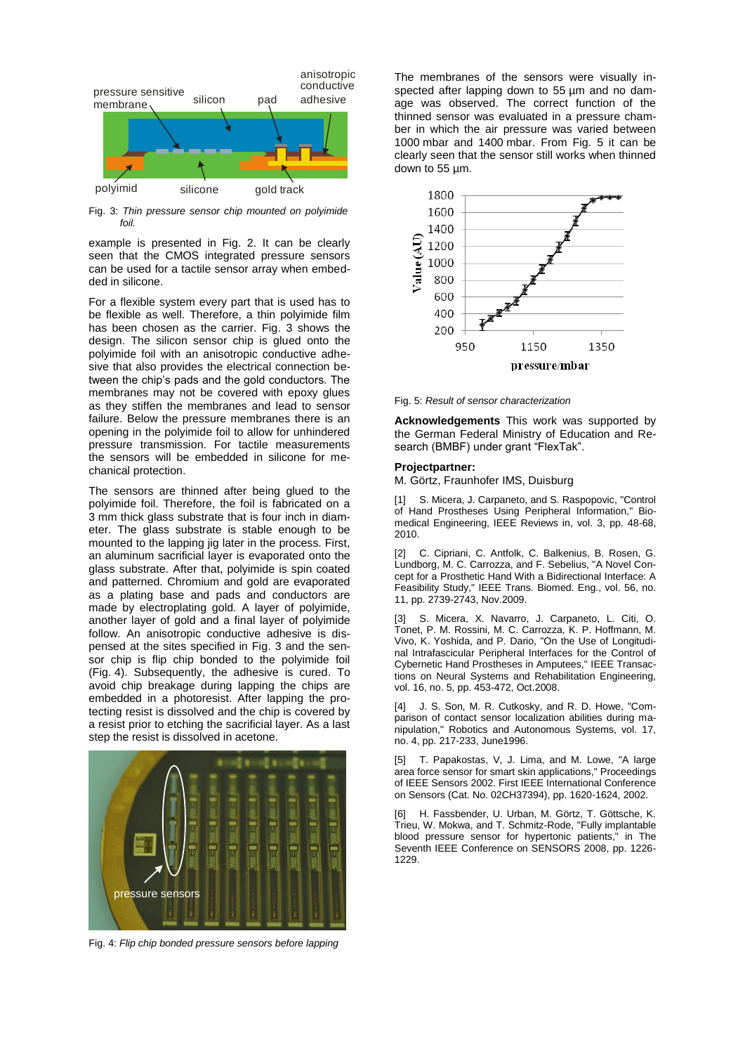pressure sensitive membrane

silicon

pad

anisotropic conductive adhesive

polyimid

silicone

gold track

Fig. 3: *Thin pressure sensor chip mounted on polyimide foil.*

example is presented in Fig. 2. It can be clearly seen that the CMOS integrated pressure sensors can be used for a tactile sensor array when embedded in silicone.

For a flexible system every part that is used has to be flexible as well. Therefore, a thin polyimide film has been chosen as the carrier. Fig. 3 shows the design. The silicon sensor chip is glued onto the polyimide foil with an anisotropic conductive adhesive that also provides the electrical connection between the chip's pads and the gold conductors. The membranes may not be covered with epoxy glues as they stiffen the membranes and lead to sensor failure. Below the pressure membranes there is an opening in the polyimide foil to allow for unhindered pressure transmission. For tactile measurements the sensors will be embedded in silicone for mechanical protection.

The sensors are thinned after being glued to the polyimide foil. Therefore, the foil is fabricated on a 3 mm thick glass substrate that is four inch in diameter. The glass substrate is stable enough to be mounted to the lapping jig later in the process. First, an aluminum sacrificial layer is evaporated onto the glass substrate. After that, polyimide is spin coated and patterned. Chromium and gold are evaporated as a plating base and pads and conductors are made by electroplating gold. A layer of polyimide, another layer of gold and a final layer of polyimide follow. An anisotropic conductive adhesive is dispensed at the sites specified in Fig. 3 and the sensor chip is flip chip bonded to the polyimide foil (Fig. 4). Subsequently, the adhesive is cured. To avoid chip breakage during lapping the chips are embedded in a photoresist. After lapping the protecting resist is dissolved and the chip is covered by a resist prior to etching the sacrificial layer. As a last step the resist is dissolved in acetone.

pressure sensors

Fig. 4: *Flip chip bonded pressure sensors before lapping*

The membranes of the sensors were visually inspected after lapping down to 55 µm and no damage was observed. The correct function of the thinned sensor was evaluated in a pressure chamber in which the air pressure was varied between 1000 mbar and 1400 mbar. From Fig. 5 it can be clearly seen that the sensor still works when thinned down to 55 µm.

1800
1600
1400
1200
1000
800
600
400
200

Value (AU)

950
1150
1350

pressure/mbar

Fig. 5: *Result of sensor characterization*

**Acknowledgements** This work was supported by the German Federal Ministry of Education and Research (BMBF) under grant "FlexTak".

**Projectpartner:**

M. Görtz, Fraunhofer IMS, Duisburg

[1] S. Micera, J. Carpaneto, and S. Raspopovic, "Control of Hand Prostheses Using Peripheral Information," Biomedical Engineering, IEEE Reviews in, vol. 3, pp. 48-68, 2010.

[2] C. Cipriani, C. Antfolk, C. Balkenius, B. Rosen, G. Lundborg, M. C. Carrozza, and F. Sebelius, "A Novel Concept for a Prosthetic Hand With a Bidirectional Interface: A Feasibility Study," IEEE Trans. Biomed. Eng., vol. 56, no. 11, pp. 2739-2743, Nov.2009.

[3] S. Micera, X. Navarro, J. Carpaneto, L. Citi, O. Tonet, P. M. Rossini, M. C. Carrozza, K. P. Hoffmann, M. Vivo, K. Yoshida, and P. Dario, "On the Use of Longitudinal Intrafascicular Peripheral Interfaces for the Control of Cybernetic Hand Prostheses in Amputees," IEEE Transactions on Neural Systems and Rehabilitation Engineering, vol. 16, no. 5, pp. 453-472, Oct.2008.

[4] J. S. Son, M. R. Cutkosky, and R. D. Howe, "Comparison of contact sensor localization abilities during manipulation," Robotics and Autonomous Systems, vol. 17, no. 4, pp. 217-233, June1996.

[5] T. Papakostas, V, J. Lima, and M. Lowe, "A large area force sensor for smart skin applications," Proceedings of IEEE Sensors 2002. First IEEE International Conference on Sensors (Cat. No. 02CH37394), pp. 1620-1624, 2002.

[6] H. Fassbender, U. Urban, M. Görtz, T. Göttsche, K. Trieu, W. Mokwa, and T. Schmitz-Rode, "Fully implantable blood pressure sensor for hypertonic patients," in The Seventh IEEE Conference on SENSORS 2008, pp. 1226-1229.